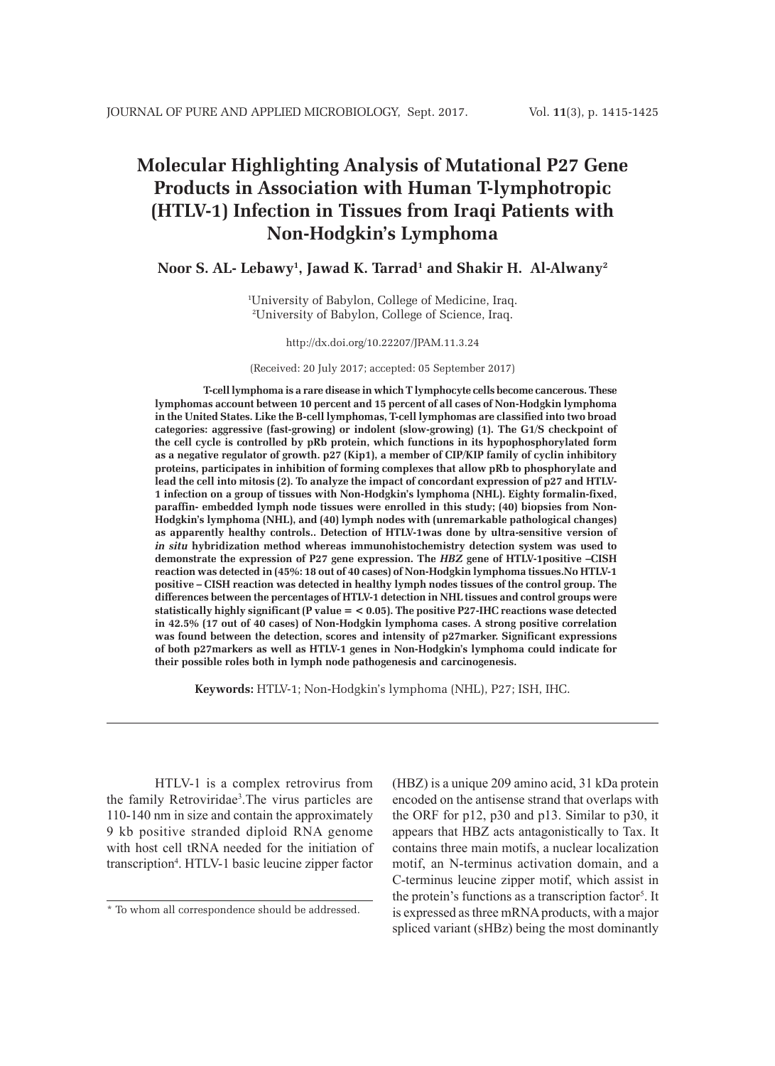# Molecular Highlighting Analysis of Mutational P27 Gene Products in Association with Human T-lymphotropic (HTLV-1) Infection in Tissues from Iraqi Patients with Non-Hodgkin's Lymphoma

**Noor S. AL- Lebawy[1], Jawad K. Tarrad[1] and Shakir H. Al-Alwany[2]**

[1]University of Babylon, College of Medicine, Iraq.
[2]University of Babylon, College of Science, Iraq.

http://dx.doi.org/10.22207/JPAM.11.3.24

(Received: 20 July 2017; accepted: 05 September 2017)

**T-cell lymphoma is a rare disease in which T lymphocyte cells become cancerous. These lymphomas account between 10 percent and 15 percent of all cases of Non-Hodgkin lymphoma in the United States. Like the B-cell lymphomas, T-cell lymphomas are classified into two broad categories: aggressive (fast-growing) or indolent (slow-growing) (1). The G1/S checkpoint of the cell cycle is controlled by pRb protein, which functions in its hypophosphorylated form as a negative regulator of growth. p27 (Kip1), a member of CIP/KIP family of cyclin inhibitory proteins, participates in inhibition of forming complexes that allow pRb to phosphorylate and lead the cell into mitosis (2). To analyze the impact of concordant expression of p27 and HTLV-1 infection on a group of tissues with Non-Hodgkin's lymphoma (NHL). Eighty formalin-fixed, paraffin- embedded lymph node tissues were enrolled in this study; (40) biopsies from Non-Hodgkin's lymphoma (NHL), and (40) lymph nodes with (unremarkable pathological changes) as apparently healthy controls.. Detection of HTLV-1was done by ultra-sensitive version of *in situ* hybridization method whereas immunohistochemistry detection system was used to demonstrate the expression of P27 gene expression. The *HBZ* gene of HTLV-1positive –CISH reaction was detected in (45%: 18 out of 40 cases) of Non-Hodgkin lymphoma tissues.No HTLV-1 positive – CISH reaction was detected in healthy lymph nodes tissues of the control group. The differences between the percentages of HTLV-1 detection in NHL tissues and control groups were statistically highly significant (P value = < 0.05). The positive P27-IHC reactions wase detected in 42.5% (17 out of 40 cases) of Non-Hodgkin lymphoma cases. A strong positive correlation was found between the detection, scores and intensity of p27marker. Significant expressions of both p27markers as well as HTLV-1 genes in Non-Hodgkin's lymphoma could indicate for their possible roles both in lymph node pathogenesis and carcinogenesis.**

**Keywords:** HTLV-1; Non-Hodgkin's lymphoma (NHL), P27; ISH, IHC.

---

HTLV-1 is a complex retrovirus from the family Retroviridae[3].The virus particles are 110-140 nm in size and contain the approximately 9 kb positive stranded diploid RNA genome with host cell tRNA needed for the initiation of transcription[4]. HTLV-1 basic leucine zipper factor (HBZ) is a unique 209 amino acid, 31 kDa protein encoded on the antisense strand that overlaps with the ORF for p12, p30 and p13. Similar to p30, it appears that HBZ acts antagonistically to Tax. It contains three main motifs, a nuclear localization motif, an N-terminus activation domain, and a C-terminus leucine zipper motif, which assist in the protein's functions as a transcription factor[5]. It is expressed as three mRNA products, with a major spliced variant (sHBz) being the most dominantly

\* To whom all correspondence should be addressed.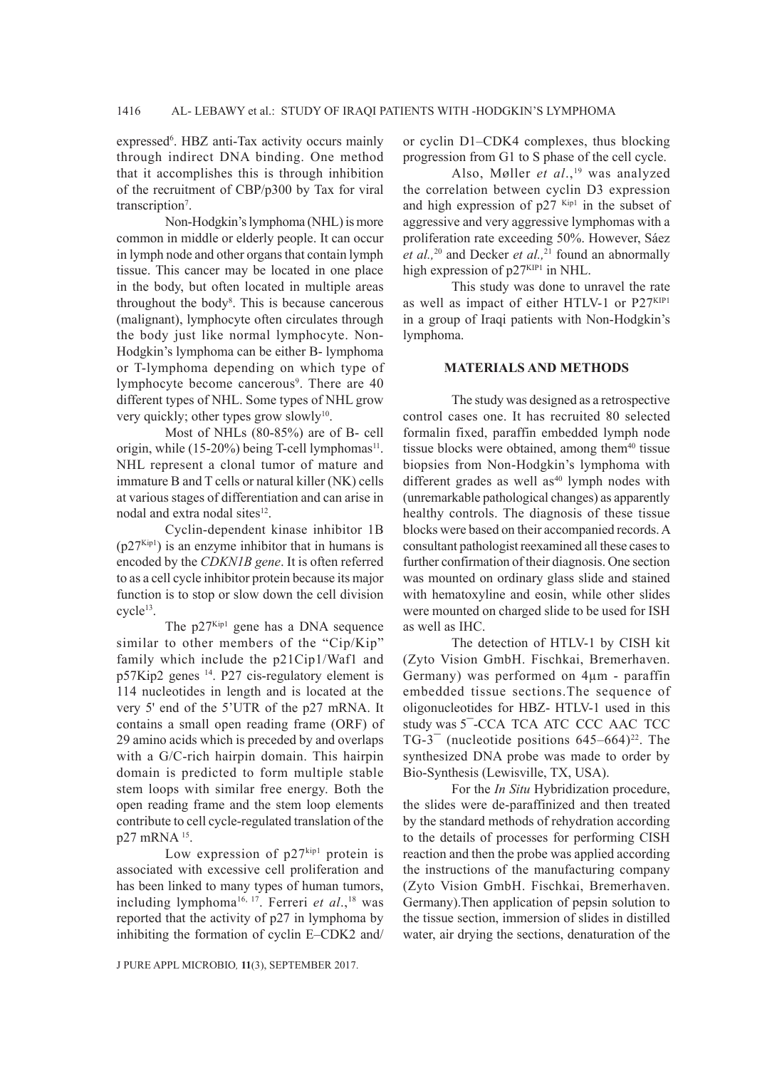expressed[6]. HBZ anti-Tax activity occurs mainly through indirect DNA binding. One method that it accomplishes this is through inhibition of the recruitment of CBP/p300 by Tax for viral transcription[7].

Non-Hodgkin's lymphoma (NHL) is more common in middle or elderly people. It can occur in lymph node and other organs that contain lymph tissue. This cancer may be located in one place in the body, but often located in multiple areas throughout the body[8]. This is because cancerous (malignant), lymphocyte often circulates through the body just like normal lymphocyte. Non-Hodgkin's lymphoma can be either B- lymphoma or T-lymphoma depending on which type of lymphocyte become cancerous[9]. There are 40 different types of NHL. Some types of NHL grow very quickly; other types grow slowly[10].

Most of NHLs (80-85%) are of B- cell origin, while (15-20%) being T-cell lymphomas[11]. NHL represent a clonal tumor of mature and immature B and T cells or natural killer (NK) cells at various stages of differentiation and can arise in nodal and extra nodal sites[12].

Cyclin-dependent kinase inhibitor 1B ($p27^{Kip1}$) is an enzyme inhibitor that in humans is encoded by the *CDKN1B gene*. It is often referred to as a cell cycle inhibitor protein because its major function is to stop or slow down the cell division cycle[13].

The $p27^{Kip1}$ gene has a DNA sequence similar to other members of the "Cip/Kip" family which include the p21Cip1/Waf1 and p57Kip2 genes [14]. P27 cis-regulatory element is 114 nucleotides in length and is located at the very 5' end of the 5'UTR of the p27 mRNA. It contains a small open reading frame (ORF) of 29 amino acids which is preceded by and overlaps with a G/C-rich hairpin domain. This hairpin domain is predicted to form multiple stable stem loops with similar free energy. Both the open reading frame and the stem loop elements contribute to cell cycle-regulated translation of the p27 mRNA [15].

Low expression of $p27^{kip1}$ protein is associated with excessive cell proliferation and has been linked to many types of human tumors, including lymphoma[16, 17]. Ferreri *et al.*,[18] was reported that the activity of p27 in lymphoma by inhibiting the formation of cyclin E–CDK2 and/or cyclin D1–CDK4 complexes, thus blocking progression from G1 to S phase of the cell cycle.

Also, Møller *et al.*,[19] was analyzed the correlation between cyclin D3 expression and high expression of p27 $^{Kip1}$ in the subset of aggressive and very aggressive lymphomas with a proliferation rate exceeding 50%. However, Sáez *et al.,*[20] and Decker *et al.,*[21] found an abnormally high expression of $p27^{KIP1}$ in NHL.

This study was done to unravel the rate as well as impact of either HTLV-1 or $P27^{KIP1}$ in a group of Iraqi patients with Non-Hodgkin's lymphoma.

## MATERIALS AND METHODS

The study was designed as a retrospective control cases one. It has recruited 80 selected formalin fixed, paraffin embedded lymph node tissue blocks were obtained, among them[40] tissue biopsies from Non-Hodgkin's lymphoma with different grades as well as[40] lymph nodes with (unremarkable pathological changes) as apparently healthy controls. The diagnosis of these tissue blocks were based on their accompanied records. A consultant pathologist reexamined all these cases to further confirmation of their diagnosis. One section was mounted on ordinary glass slide and stained with hematoxyline and eosin, while other slides were mounted on charged slide to be used for ISH as well as IHC.

The detection of HTLV-1 by CISH kit (Zyto Vision GmbH. Fischkai, Bremerhaven. Germany) was performed on 4µm - paraffin embedded tissue sections.The sequence of oligonucleotides for HBZ- HTLV-1 used in this study was 5¯-CCA TCA ATC CCC AAC TCC TG-3¯ (nucleotide positions 645–664)[22]. The synthesized DNA probe was made to order by Bio-Synthesis (Lewisville, TX, USA).

For the *In Situ* Hybridization procedure, the slides were de-paraffinized and then treated by the standard methods of rehydration according to the details of processes for performing CISH reaction and then the probe was applied according the instructions of the manufacturing company (Zyto Vision GmbH. Fischkai, Bremerhaven. Germany).Then application of pepsin solution to the tissue section, immersion of slides in distilled water, air drying the sections, denaturation of the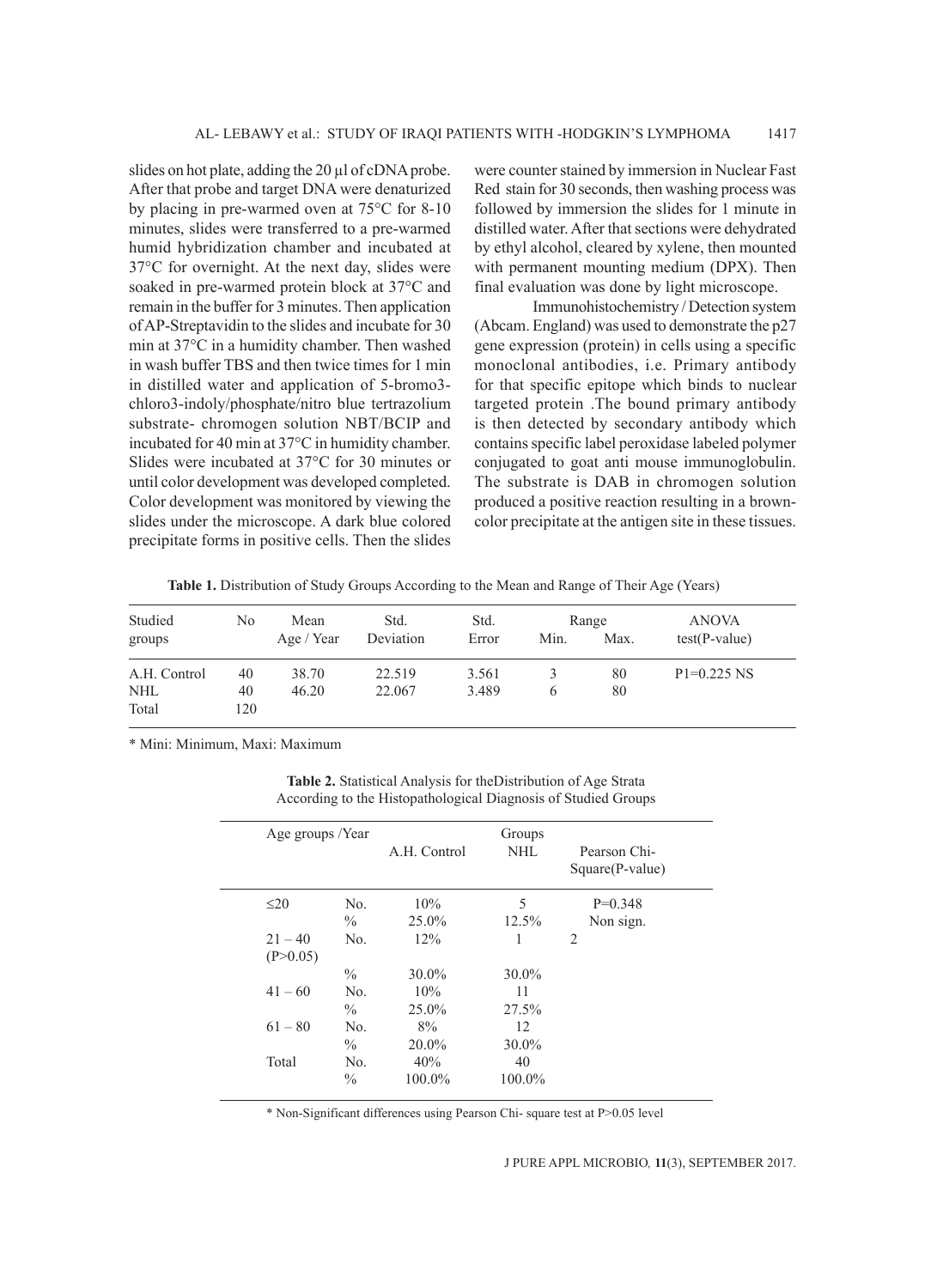slides on hot plate, adding the 20 µl of cDNA probe. After that probe and target DNA were denaturized by placing in pre-warmed oven at 75°C for 8-10 minutes, slides were transferred to a pre-warmed humid hybridization chamber and incubated at 37°C for overnight. At the next day, slides were soaked in pre-warmed protein block at 37°C and remain in the buffer for 3 minutes. Then application of AP-Streptavidin to the slides and incubate for 30 min at 37°C in a humidity chamber. Then washed in wash buffer TBS and then twice times for 1 min in distilled water and application of 5-bromo3-chloro3-indoly/phosphate/nitro blue tertrazolium substrate- chromogen solution NBT/BCIP and incubated for 40 min at 37°C in humidity chamber. Slides were incubated at 37°C for 30 minutes or until color development was developed completed. Color development was monitored by viewing the slides under the microscope. A dark blue colored precipitate forms in positive cells. Then the slides were counter stained by immersion in Nuclear Fast Red stain for 30 seconds, then washing process was followed by immersion the slides for 1 minute in distilled water. After that sections were dehydrated by ethyl alcohol, cleared by xylene, then mounted with permanent mounting medium (DPX). Then final evaluation was done by light microscope.

Immunohistochemistry / Detection system (Abcam. England) was used to demonstrate the p27 gene expression (protein) in cells using a specific monoclonal antibodies, i.e. Primary antibody for that specific epitope which binds to nuclear targeted protein .The bound primary antibody is then detected by secondary antibody which contains specific label peroxidase labeled polymer conjugated to goat anti mouse immunoglobulin. The substrate is DAB in chromogen solution produced a positive reaction resulting in a brown-color precipitate at the antigen site in these tissues.

**Table 1.** Distribution of Study Groups According to the Mean and Range of Their Age (Years)

| Studied groups | No | Mean Age / Year | Std. Deviation | Std. Error | Range Min. | Range Max. | ANOVA test(P-value) |
|---|---|---|---|---|---|---|---|
| A.H. Control | 40 | 38.70 | 22.519 | 3.561 | 3 | 80 | P1=0.225 NS |
| NHL | 40 | 46.20 | 22.067 | 3.489 | 6 | 80 | |
| Total | 120 | | | | | | |

\* Mini: Minimum, Maxi: Maximum

**Table 2.** Statistical Analysis for theDistribution of Age Strata According to the Histopathological Diagnosis of Studied Groups

| Age groups /Year | | Groups A.H. Control | NHL | Pearson Chi-Square(P-value) |
|---|---|---|---|---|
| ≤20 | No. | 10% | 5 | P=0.348 |
| | % | 25.0% | 12.5% | Non sign. |
| 21 – 40 (P>0.05) | No. | 12% | 1 | 2 |
| | % | 30.0% | 30.0% | |
| 41 – 60 | No. | 10% | 11 | |
| | % | 25.0% | 27.5% | |
| 61 – 80 | No. | 8% | 12 | |
| | % | 20.0% | 30.0% | |
| Total | No. | 40% | 40 | |
| | % | 100.0% | 100.0% | |

\* Non-Significant differences using Pearson Chi- square test at P>0.05 level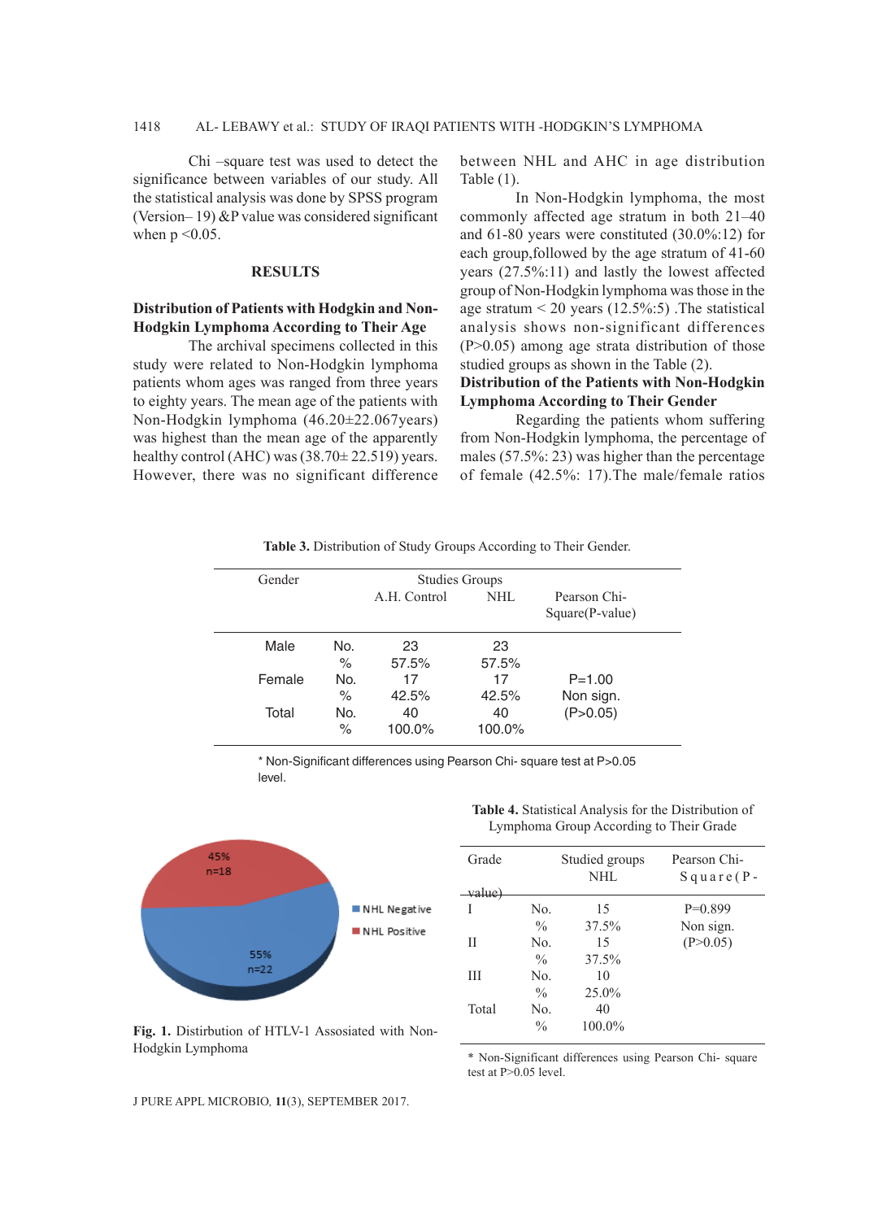Chi –square test was used to detect the significance between variables of our study. All the statistical analysis was done by SPSS program (Version– 19) &P value was considered significant when p <0.05.

## RESULTS

### Distribution of Patients with Hodgkin and Non-Hodgkin Lymphoma According to Their Age

The archival specimens collected in this study were related to Non-Hodgkin lymphoma patients whom ages was ranged from three years to eighty years. The mean age of the patients with Non-Hodgkin lymphoma (46.20±22.067years) was highest than the mean age of the apparently healthy control (AHC) was (38.70± 22.519) years. However, there was no significant difference between NHL and AHC in age distribution Table (1).

In Non-Hodgkin lymphoma, the most commonly affected age stratum in both 21–40 and 61-80 years were constituted (30.0%:12) for each group,followed by the age stratum of 41-60 years (27.5%:11) and lastly the lowest affected group of Non-Hodgkin lymphoma was those in the age stratum < 20 years (12.5%:5) .The statistical analysis shows non-significant differences (P>0.05) among age strata distribution of those studied groups as shown in the Table (2).

### Distribution of the Patients with Non-Hodgkin Lymphoma According to Their Gender

Regarding the patients whom suffering from Non-Hodgkin lymphoma, the percentage of males (57.5%: 23) was higher than the percentage of female (42.5%: 17).The male/female ratios

**Table 3.** Distribution of Study Groups According to Their Gender.

| Gender | | Studies Groups A.H. Control | NHL | Pearson Chi-Square(P-value) |
|---|---|---|---|---|
| Male | No. | 23 | 23 | |
| | % | 57.5% | 57.5% | |
| Female | No. | 17 | 17 | P=1.00 |
| | % | 42.5% | 42.5% | Non sign. |
| Total | No. | 40 | 40 | (P>0.05) |
| | % | 100.0% | 100.0% | |

\* Non-Significant differences using Pearson Chi- square test at P>0.05 level.

**Fig. 1.** Distirbution of HTLV-1 Assosiated with Non-Hodgkin Lymphoma

**Table 4.** Statistical Analysis for the Distribution of Lymphoma Group According to Their Grade

| Grade | | Studied groups NHL | Pearson Chi-Square(P-value) |
|---|---|---|---|
| I | No. | 15 | P=0.899 |
| | % | 37.5% | Non sign. |
| II | No. | 15 | (P>0.05) |
| | % | 37.5% | |
| III | No. | 10 | |
| | % | 25.0% | |
| Total | No. | 40 | |
| | % | 100.0% | |

\* Non-Significant differences using Pearson Chi- square test at P>0.05 level.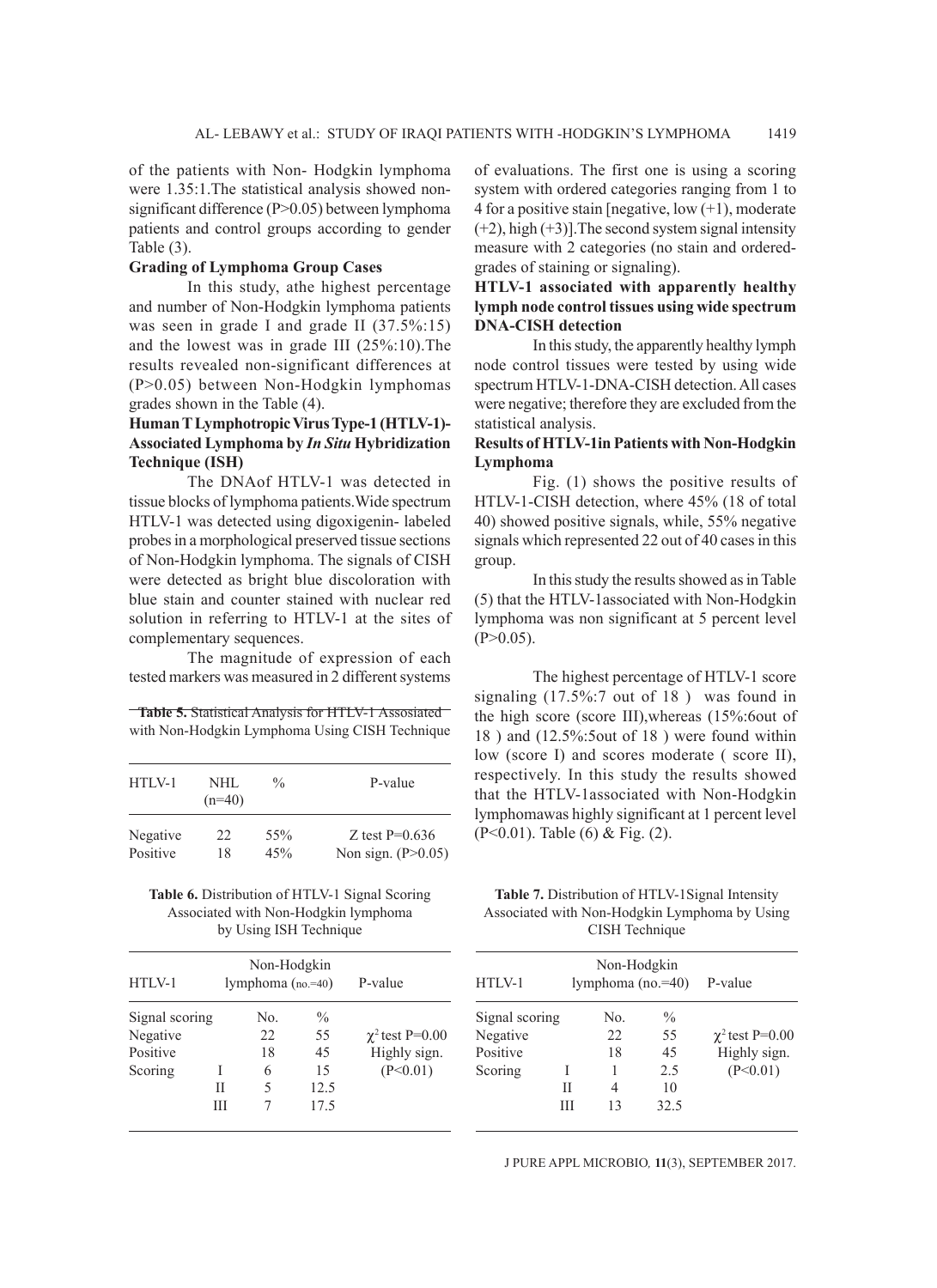of the patients with Non- Hodgkin lymphoma were 1.35:1.The statistical analysis showed non-significant difference (P>0.05) between lymphoma patients and control groups according to gender Table (3).

**Grading of Lymphoma Group Cases**

In this study, athe highest percentage and number of Non-Hodgkin lymphoma patients was seen in grade I and grade II (37.5%:15) and the lowest was in grade III (25%:10).The results revealed non-significant differences at (P>0.05) between Non-Hodgkin lymphomas grades shown in the Table (4).

**Human T Lymphotropic Virus Type-1 (HTLV-1)-Associated Lymphoma by *In Situ* Hybridization Technique (ISH)**

The DNAof HTLV-1 was detected in tissue blocks of lymphoma patients.Wide spectrum HTLV-1 was detected using digoxigenin- labeled probes in a morphological preserved tissue sections of Non-Hodgkin lymphoma. The signals of CISH were detected as bright blue discoloration with blue stain and counter stained with nuclear red solution in referring to HTLV-1 at the sites of complementary sequences.

The magnitude of expression of each tested markers was measured in 2 different systems of evaluations. The first one is using a scoring system with ordered categories ranging from 1 to 4 for a positive stain [negative, low (+1), moderate (+2), high (+3)].The second system signal intensity measure with 2 categories (no stain and ordered-grades of staining or signaling).

**HTLV-1 associated with apparently healthy lymph node control tissues using wide spectrum DNA-CISH detection**

In this study, the apparently healthy lymph node control tissues were tested by using wide spectrum HTLV-1-DNA-CISH detection. All cases were negative; therefore they are excluded from the statistical analysis.

**Results of HTLV-1in Patients with Non-Hodgkin Lymphoma**

Fig. (1) shows the positive results of HTLV-1-CISH detection, where 45% (18 of total 40) showed positive signals, while, 55% negative signals which represented 22 out of 40 cases in this group.

In this study the results showed as in Table (5) that the HTLV-1associated with Non-Hodgkin lymphoma was non significant at 5 percent level (P>0.05).

The highest percentage of HTLV-1 score signaling (17.5%:7 out of 18 ) was found in the high score (score III),whereas (15%:6out of 18 ) and (12.5%:5out of 18 ) were found within low (score I) and scores moderate ( score II), respectively. In this study the results showed that the HTLV-1associated with Non-Hodgkin lymphomawas highly significant at 1 percent level (P<0.01). Table (6) & Fig. (2).

**Table 5.** Statistical Analysis for HTLV-1 Assosiated with Non-Hodgkin Lymphoma Using CISH Technique

| HTLV-1 | NHL (n=40) | % | P-value |
|---|---|---|---|
| Negative | 22 | 55% | Z test P=0.636 |
| Positive | 18 | 45% | Non sign. (P>0.05) |

**Table 6.** Distribution of HTLV-1 Signal Scoring Associated with Non-Hodgkin lymphoma by Using ISH Technique

| HTLV-1 | | Non-Hodgkin lymphoma (no.=40) | | P-value |
|---|---|---|---|---|
| Signal scoring | | No. | % | |
| Negative | | 22 | 55 | $\chi^2$ test P=0.00 |
| Positive | | 18 | 45 | Highly sign. |
| Scoring | I | 6 | 15 | (P<0.01) |
| | II | 5 | 12.5 | |
| | III | 7 | 17.5 | |

**Table 7.** Distribution of HTLV-1Signal Intensity Associated with Non-Hodgkin Lymphoma by Using CISH Technique

| HTLV-1 | | Non-Hodgkin lymphoma (no.=40) | | P-value |
|---|---|---|---|---|
| Signal scoring | | No. | % | |
| Negative | | 22 | 55 | $\chi^2$ test P=0.00 |
| Positive | | 18 | 45 | Highly sign. |
| Scoring | I | 1 | 2.5 | (P<0.01) |
| | II | 4 | 10 | |
| | III | 13 | 32.5 | |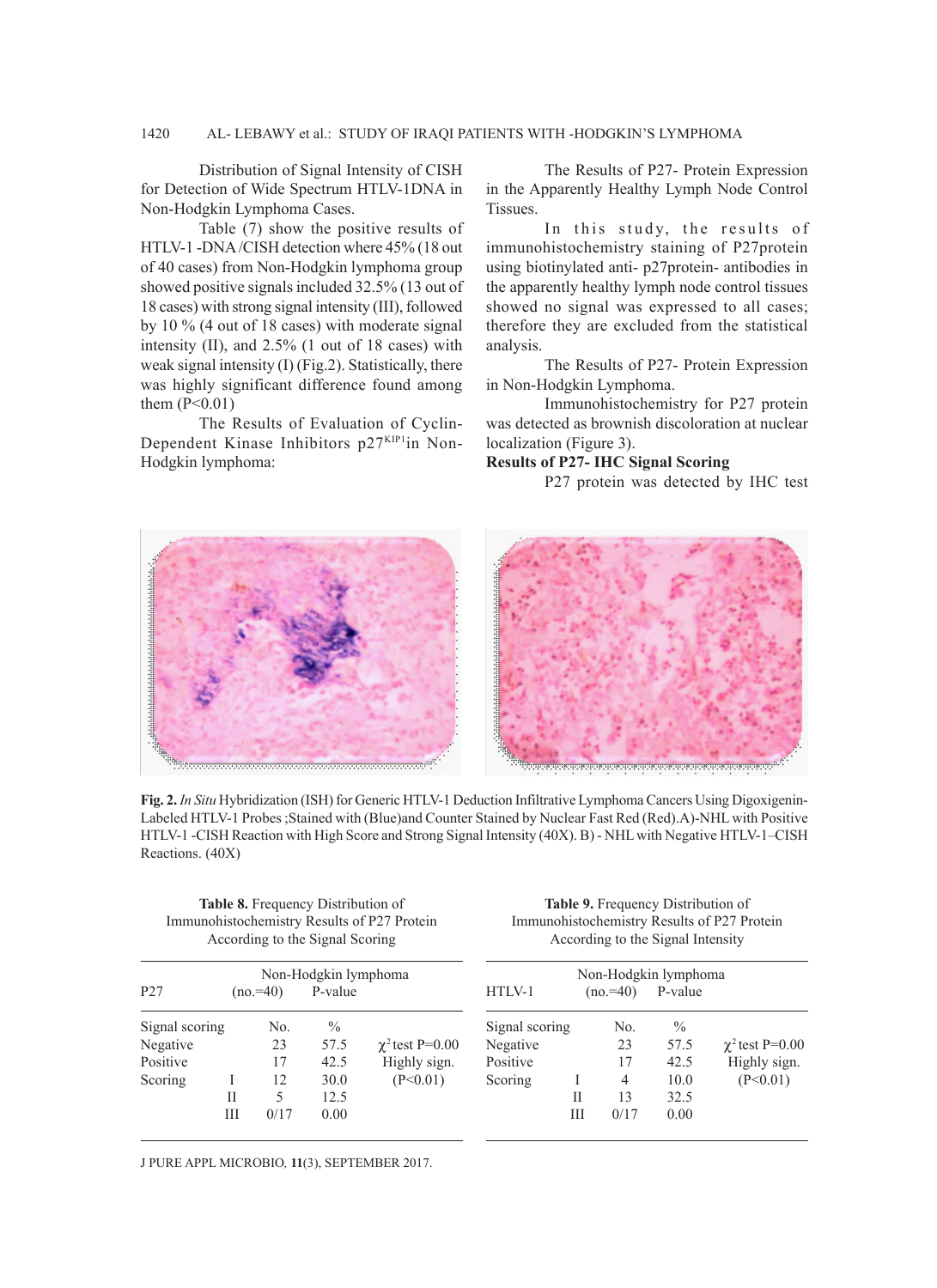Distribution of Signal Intensity of CISH for Detection of Wide Spectrum HTLV-1DNA in Non-Hodgkin Lymphoma Cases.

Table (7) show the positive results of HTLV-1 -DNA /CISH detection where 45% (18 out of 40 cases) from Non-Hodgkin lymphoma group showed positive signals included 32.5% (13 out of 18 cases) with strong signal intensity (III), followed by 10 % (4 out of 18 cases) with moderate signal intensity (II), and 2.5% (1 out of 18 cases) with weak signal intensity (I) (Fig.2). Statistically, there was highly significant difference found among them (P<0.01)

The Results of Evaluation of Cyclin-Dependent Kinase Inhibitors p27[KIP1]in Non-Hodgkin lymphoma:

The Results of P27- Protein Expression in the Apparently Healthy Lymph Node Control Tissues.

In this study, the results of immunohistochemistry staining of P27protein using biotinylated anti- p27protein- antibodies in the apparently healthy lymph node control tissues showed no signal was expressed to all cases; therefore they are excluded from the statistical analysis.

The Results of P27- Protein Expression in Non-Hodgkin Lymphoma.

Immunohistochemistry for P27 protein was detected as brownish discoloration at nuclear localization (Figure 3).

**Results of P27- IHC Signal Scoring**

P27 protein was detected by IHC test

**Fig. 2.** *In Situ* Hybridization (ISH) for Generic HTLV-1 Deduction Infiltrative Lymphoma Cancers Using Digoxigenin-Labeled HTLV-1 Probes ;Stained with (Blue)and Counter Stained by Nuclear Fast Red (Red).A)-NHL with Positive HTLV-1 -CISH Reaction with High Score and Strong Signal Intensity (40X). B) - NHL with Negative HTLV-1–CISH Reactions. (40X)

**Table 8.** Frequency Distribution of Immunohistochemistry Results of P27 Protein According to the Signal Scoring

| P27 | | Non-Hodgkin lymphoma (no.=40) | | P-value |
|---|---|---|---|---|
| Signal scoring | | No. | % | |
| Negative | | 23 | 57.5 | $\chi^2$ test P=0.00 |
| Positive | | 17 | 42.5 | Highly sign. |
| Scoring | I | 12 | 30.0 | (P<0.01) |
| | II | 5 | 12.5 | |
| | III | 0/17 | 0.00 | |

**Table 9.** Frequency Distribution of Immunohistochemistry Results of P27 Protein According to the Signal Intensity

| HTLV-1 | | Non-Hodgkin lymphoma (no.=40) | | P-value |
|---|---|---|---|---|
| Signal scoring | | No. | % | |
| Negative | | 23 | 57.5 | $\chi^2$ test P=0.00 |
| Positive | | 17 | 42.5 | Highly sign. |
| Scoring | I | 4 | 10.0 | (P<0.01) |
| | II | 13 | 32.5 | |
| | III | 0/17 | 0.00 | |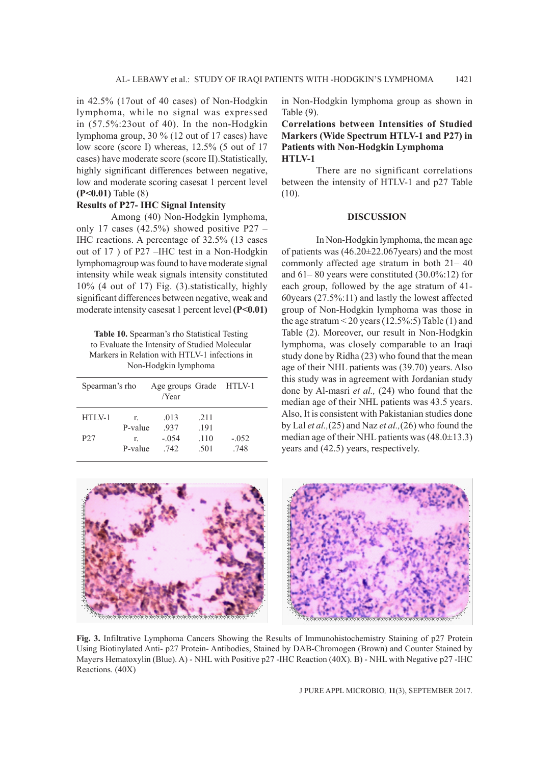in 42.5% (17out of 40 cases) of Non-Hodgkin lymphoma, while no signal was expressed in (57.5%:23out of 40). In the non-Hodgkin lymphoma group, 30 % (12 out of 17 cases) have low score (score I) whereas, 12.5% (5 out of 17 cases) have moderate score (score II).Statistically, highly significant differences between negative, low and moderate scoring casesat 1 percent level **(P<0.01)** Table (8)

### Results of P27- IHC Signal Intensity

Among (40) Non-Hodgkin lymphoma, only 17 cases (42.5%) showed positive P27 –IHC reactions. A percentage of 32.5% (13 cases out of 17 ) of P27 –IHC test in a Non-Hodgkin lymphomagroup was found to have moderate signal intensity while weak signals intensity constituted 10% (4 out of 17) Fig. (3).statistically, highly significant differences between negative, weak and moderate intensity casesat 1 percent level **(P<0.01)**

**Table 10.** Spearman's rho Statistical Testing to Evaluate the Intensity of Studied Molecular Markers in Relation with HTLV-1 infections in Non-Hodgkin lymphoma

| Spearman's rho | | Age groups /Year | Grade | HTLV-1 |
|---|---|---|---|---|
| HTLV-1 | r. | .013 | .211 | |
| | P-value | .937 | .191 | |
| P27 | r. | -.054 | .110 | -.052 |
| | P-value | .742 | .501 | .748 |

in Non-Hodgkin lymphoma group as shown in Table (9).

### Correlations between Intensities of Studied Markers (Wide Spectrum HTLV-1 and P27) in Patients with Non-Hodgkin Lymphoma HTLV-1

There are no significant correlations between the intensity of HTLV-1 and p27 Table (10).

## DISCUSSION

In Non-Hodgkin lymphoma, the mean age of patients was (46.20±22.067years) and the most commonly affected age stratum in both 21– 40 and 61– 80 years were constituted (30.0%:12) for each group, followed by the age stratum of 41-60years (27.5%:11) and lastly the lowest affected group of Non-Hodgkin lymphoma was those in the age stratum < 20 years (12.5%:5) Table (1) and Table (2). Moreover, our result in Non-Hodgkin lymphoma, was closely comparable to an Iraqi study done by Ridha (23) who found that the mean age of their NHL patients was (39.70) years. Also this study was in agreement with Jordanian study done by Al-masri *et al.,* (24) who found that the median age of their NHL patients was 43.5 years. Also, It is consistent with Pakistanian studies done by Lal *et al.,*(25) and Naz *et al.,*(26) who found the median age of their NHL patients was (48.0±13.3) years and (42.5) years, respectively.

**Fig. 3.** Infiltrative Lymphoma Cancers Showing the Results of Immunohistochemistry Staining of p27 Protein Using Biotinylated Anti- p27 Protein- Antibodies, Stained by DAB-Chromogen (Brown) and Counter Stained by Mayers Hematoxylin (Blue). A) - NHL with Positive p27 -IHC Reaction (40X). B) - NHL with Negative p27 -IHC Reactions. (40X)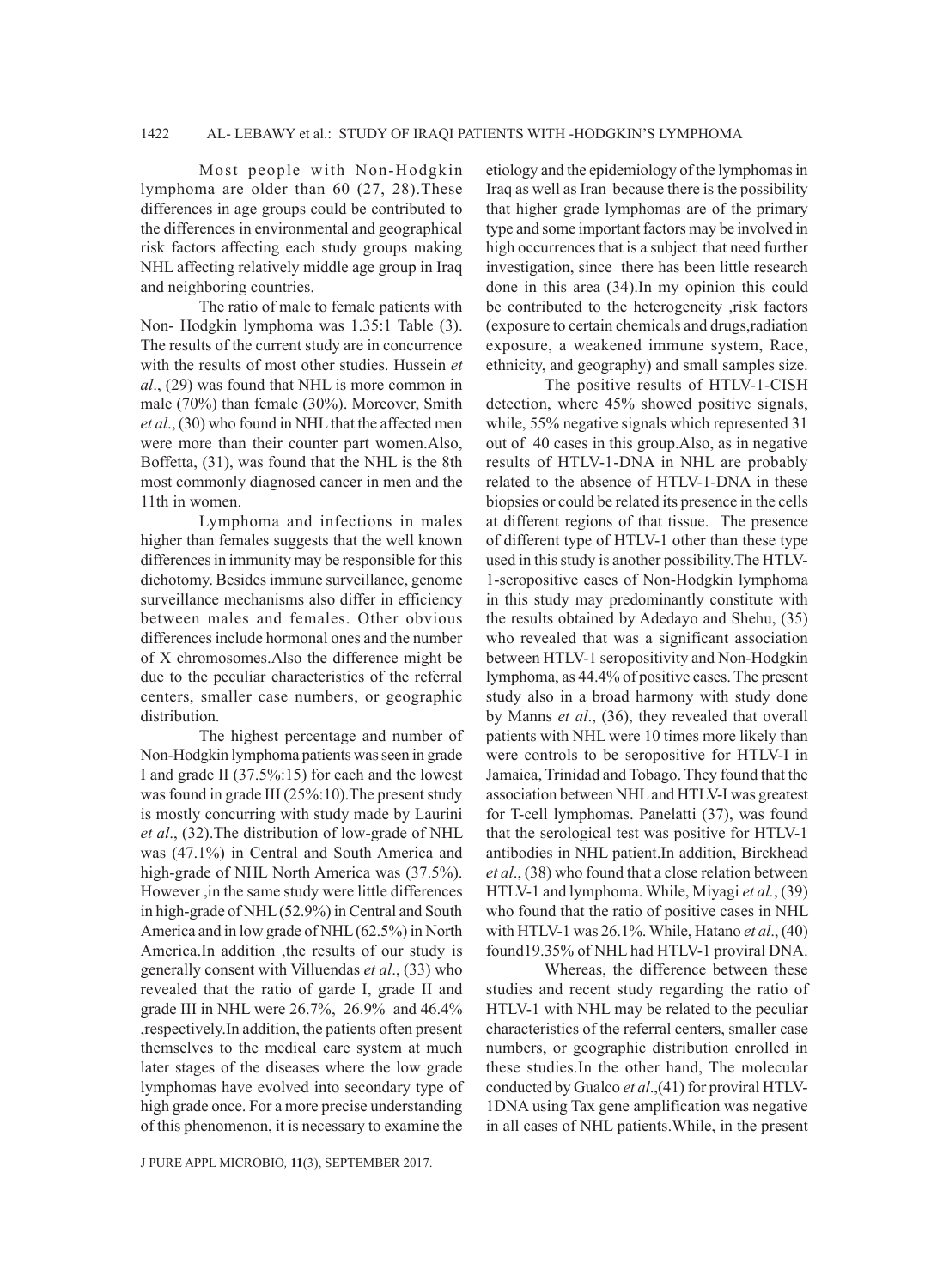Most people with Non-Hodgkin lymphoma are older than 60 (27, 28).These differences in age groups could be contributed to the differences in environmental and geographical risk factors affecting each study groups making NHL affecting relatively middle age group in Iraq and neighboring countries.

The ratio of male to female patients with Non- Hodgkin lymphoma was 1.35:1 Table (3). The results of the current study are in concurrence with the results of most other studies. Hussein *et al*., (29) was found that NHL is more common in male (70%) than female (30%). Moreover, Smith *et al*., (30) who found in NHL that the affected men were more than their counter part women.Also, Boffetta, (31), was found that the NHL is the 8th most commonly diagnosed cancer in men and the 11th in women.

Lymphoma and infections in males higher than females suggests that the well known differences in immunity may be responsible for this dichotomy. Besides immune surveillance, genome surveillance mechanisms also differ in efficiency between males and females. Other obvious differences include hormonal ones and the number of X chromosomes.Also the difference might be due to the peculiar characteristics of the referral centers, smaller case numbers, or geographic distribution.

The highest percentage and number of Non-Hodgkin lymphoma patients was seen in grade I and grade II (37.5%:15) for each and the lowest was found in grade III (25%:10).The present study is mostly concurring with study made by Laurini *et al*., (32).The distribution of low-grade of NHL was (47.1%) in Central and South America and high-grade of NHL North America was (37.5%). However ,in the same study were little differences in high-grade of NHL (52.9%) in Central and South America and in low grade of NHL (62.5%) in North America.In addition ,the results of our study is generally consent with Villuendas *et al*., (33) who revealed that the ratio of garde I, grade II and grade III in NHL were 26.7%, 26.9% and 46.4% ,respectively.In addition, the patients often present themselves to the medical care system at much later stages of the diseases where the low grade lymphomas have evolved into secondary type of high grade once. For a more precise understanding of this phenomenon, it is necessary to examine the etiology and the epidemiology of the lymphomas in Iraq as well as Iran because there is the possibility that higher grade lymphomas are of the primary type and some important factors may be involved in high occurrences that is a subject that need further investigation, since there has been little research done in this area (34).In my opinion this could be contributed to the heterogeneity ,risk factors (exposure to certain chemicals and drugs,radiation exposure, a weakened immune system, Race, ethnicity, and geography) and small samples size.

The positive results of HTLV-1-CISH detection, where 45% showed positive signals, while, 55% negative signals which represented 31 out of 40 cases in this group.Also, as in negative results of HTLV-1-DNA in NHL are probably related to the absence of HTLV-1-DNA in these biopsies or could be related its presence in the cells at different regions of that tissue. The presence of different type of HTLV-1 other than these type used in this study is another possibility.The HTLV-1-seropositive cases of Non-Hodgkin lymphoma in this study may predominantly constitute with the results obtained by Adedayo and Shehu, (35) who revealed that was a significant association between HTLV-1 seropositivity and Non-Hodgkin lymphoma, as 44.4% of positive cases. The present study also in a broad harmony with study done by Manns *et al*., (36), they revealed that overall patients with NHL were 10 times more likely than were controls to be seropositive for HTLV-I in Jamaica, Trinidad and Tobago. They found that the association between NHL and HTLV-I was greatest for T-cell lymphomas. Panelatti (37), was found that the serological test was positive for HTLV-1 antibodies in NHL patient.In addition, Birckhead *et al*., (38) who found that a close relation between HTLV-1 and lymphoma. While, Miyagi *et al.*, (39) who found that the ratio of positive cases in NHL with HTLV-1 was 26.1%. While, Hatano *et al*., (40) found19.35% of NHL had HTLV-1 proviral DNA.

Whereas, the difference between these studies and recent study regarding the ratio of HTLV-1 with NHL may be related to the peculiar characteristics of the referral centers, smaller case numbers, or geographic distribution enrolled in these studies.In the other hand, The molecular conducted by Gualco *et al*.,(41) for proviral HTLV-1DNA using Tax gene amplification was negative in all cases of NHL patients.While, in the present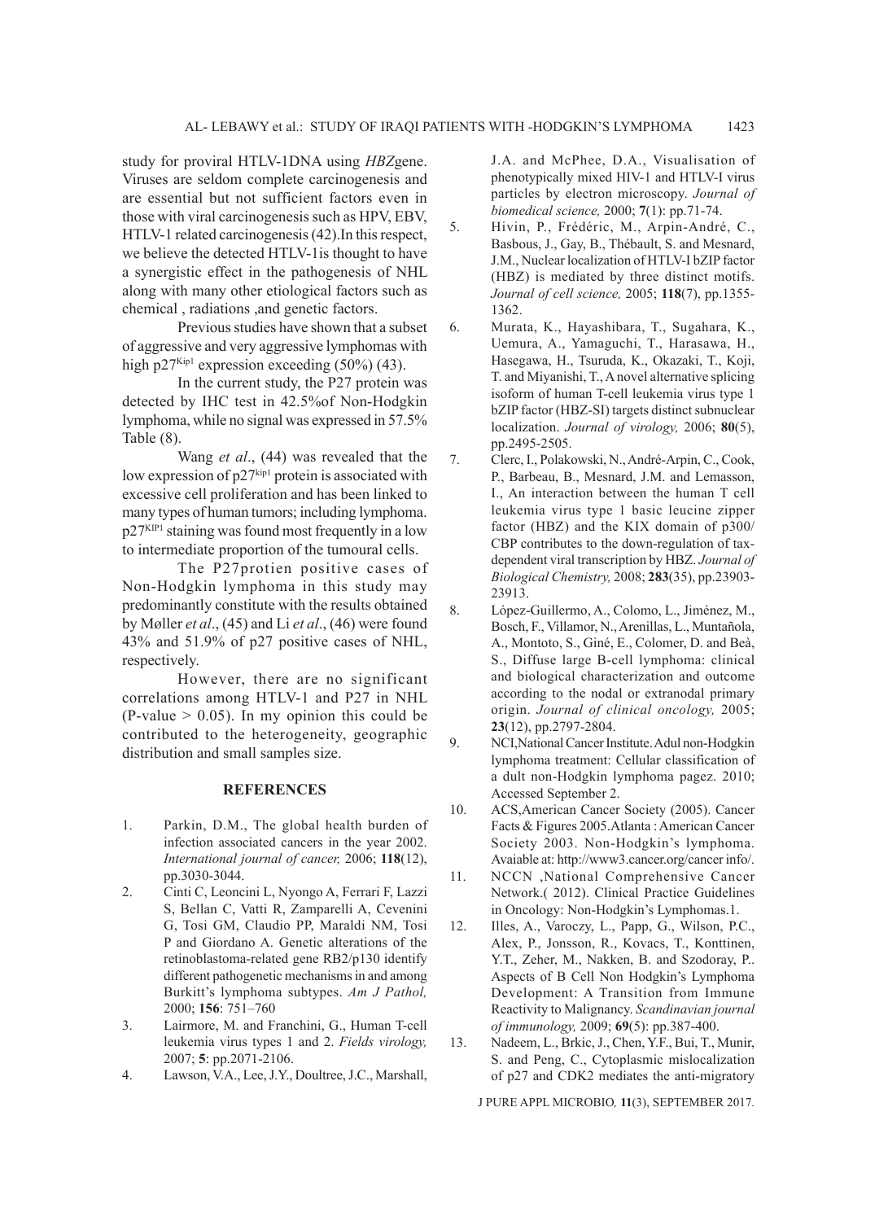study for proviral HTLV-1DNA using *HBZ*gene. Viruses are seldom complete carcinogenesis and are essential but not sufficient factors even in those with viral carcinogenesis such as HPV, EBV, HTLV-1 related carcinogenesis (42).In this respect, we believe the detected HTLV-1is thought to have a synergistic effect in the pathogenesis of NHL along with many other etiological factors such as chemical , radiations ,and genetic factors.

Previous studies have shown that a subset of aggressive and very aggressive lymphomas with high $p27^{Kip1}$ expression exceeding (50%) (43).

In the current study, the P27 protein was detected by IHC test in 42.5%of Non-Hodgkin lymphoma, while no signal was expressed in 57.5% Table (8).

Wang *et al*., (44) was revealed that the low expression of $p27^{kip1}$ protein is associated with excessive cell proliferation and has been linked to many types of human tumors; including lymphoma. $p27^{KIP1}$ staining was found most frequently in a low to intermediate proportion of the tumoural cells.

The P27protien positive cases of Non-Hodgkin lymphoma in this study may predominantly constitute with the results obtained by Møller *et al*., (45) and Li *et al*., (46) were found 43% and 51.9% of p27 positive cases of NHL, respectively.

However, there are no significant correlations among HTLV-1 and P27 in NHL (P-value > 0.05). In my opinion this could be contributed to the heterogeneity, geographic distribution and small samples size.

## REFERENCES

1. Parkin, D.M., The global health burden of infection associated cancers in the year 2002. *International journal of cancer,* 2006; **118**(12), pp.3030-3044.
2. Cinti C, Leoncini L, Nyongo A, Ferrari F, Lazzi S, Bellan C, Vatti R, Zamparelli A, Cevenini G, Tosi GM, Claudio PP, Maraldi NM, Tosi P and Giordano A. Genetic alterations of the retinoblastoma-related gene RB2/p130 identify different pathogenetic mechanisms in and among Burkitt's lymphoma subtypes. *Am J Pathol,* 2000; **156**: 751–760
3. Lairmore, M. and Franchini, G., Human T-cell leukemia virus types 1 and 2. *Fields virology,* 2007; **5**: pp.2071-2106.
4. Lawson, V.A., Lee, J.Y., Doultree, J.C., Marshall, J.A. and McPhee, D.A., Visualisation of phenotypically mixed HIV-1 and HTLV-I virus particles by electron microscopy. *Journal of biomedical science,* 2000; **7**(1): pp.71-74.
5. Hivin, P., Frédéric, M., Arpin-André, C., Basbous, J., Gay, B., Thébault, S. and Mesnard, J.M., Nuclear localization of HTLV-I bZIP factor (HBZ) is mediated by three distinct motifs. *Journal of cell science,* 2005; **118**(7), pp.1355-1362.
6. Murata, K., Hayashibara, T., Sugahara, K., Uemura, A., Yamaguchi, T., Harasawa, H., Hasegawa, H., Tsuruda, K., Okazaki, T., Koji, T. and Miyanishi, T., A novel alternative splicing isoform of human T-cell leukemia virus type 1 bZIP factor (HBZ-SI) targets distinct subnuclear localization. *Journal of virology,* 2006; **80**(5), pp.2495-2505.
7. Clerc, I., Polakowski, N., André-Arpin, C., Cook, P., Barbeau, B., Mesnard, J.M. and Lemasson, I., An interaction between the human T cell leukemia virus type 1 basic leucine zipper factor (HBZ) and the KIX domain of p300/CBP contributes to the down-regulation of tax-dependent viral transcription by HBZ. *Journal of Biological Chemistry,* 2008; **283**(35), pp.23903-23913.
8. López-Guillermo, A., Colomo, L., Jiménez, M., Bosch, F., Villamor, N., Arenillas, L., Muntañola, A., Montoto, S., Giné, E., Colomer, D. and Beà, S., Diffuse large B-cell lymphoma: clinical and biological characterization and outcome according to the nodal or extranodal primary origin. *Journal of clinical oncology,* 2005; **23**(12), pp.2797-2804.
9. NCI,National Cancer Institute. Adul non-Hodgkin lymphoma treatment: Cellular classification of a dult non-Hodgkin lymphoma pagez. 2010; Accessed September 2.
10. ACS,American Cancer Society (2005). Cancer Facts & Figures 2005.Atlanta : American Cancer Society 2003. Non-Hodgkin's lymphoma. Avaiable at: http://www3.cancer.org/cancer info/.
11. NCCN ,National Comprehensive Cancer Network.( 2012). Clinical Practice Guidelines in Oncology: Non-Hodgkin's Lymphomas.1.
12. Illes, A., Varoczy, L., Papp, G., Wilson, P.C., Alex, P., Jonsson, R., Kovacs, T., Konttinen, Y.T., Zeher, M., Nakken, B. and Szodoray, P.. Aspects of B Cell Non Hodgkin's Lymphoma Development: A Transition from Immune Reactivity to Malignancy. *Scandinavian journal of immunology,* 2009; **69**(5): pp.387-400.
13. Nadeem, L., Brkic, J., Chen, Y.F., Bui, T., Munir, S. and Peng, C., Cytoplasmic mislocalization of p27 and CDK2 mediates the anti-migratory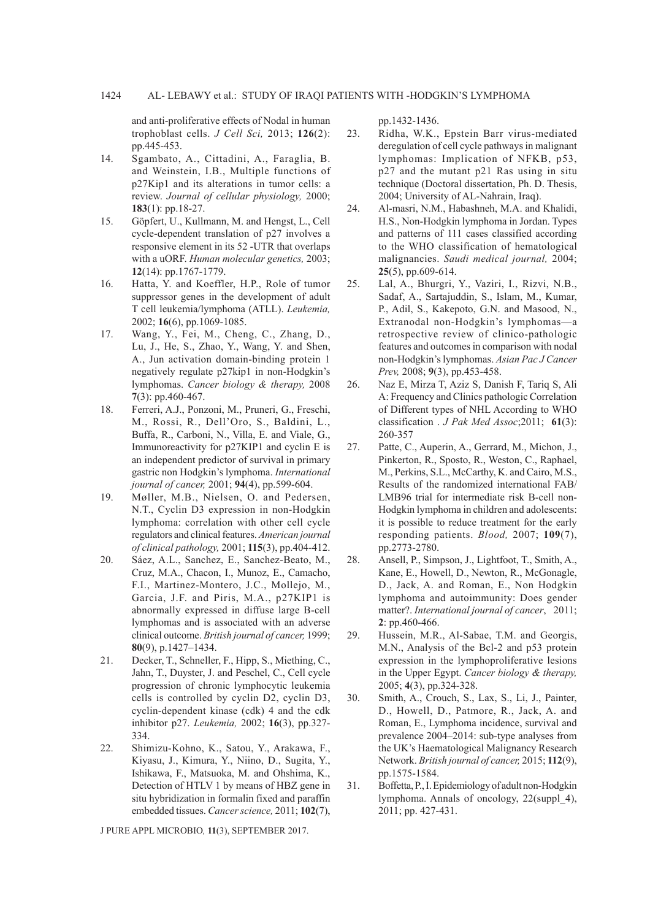and anti-proliferative effects of Nodal in human trophoblast cells. *J Cell Sci,* 2013; **126**(2): pp.445-453.

14. Sgambato, A., Cittadini, A., Faraglia, B. and Weinstein, I.B., Multiple functions of p27Kip1 and its alterations in tumor cells: a review. *Journal of cellular physiology,* 2000; **183**(1): pp.18-27.
15. Göpfert, U., Kullmann, M. and Hengst, L., Cell cycle-dependent translation of p27 involves a responsive element in its 52 -UTR that overlaps with a uORF. *Human molecular genetics,* 2003; **12**(14): pp.1767-1779.
16. Hatta, Y. and Koeffler, H.P., Role of tumor suppressor genes in the development of adult T cell leukemia/lymphoma (ATLL). *Leukemia,* 2002; **16**(6), pp.1069-1085.
17. Wang, Y., Fei, M., Cheng, C., Zhang, D., Lu, J., He, S., Zhao, Y., Wang, Y. and Shen, A., Jun activation domain-binding protein 1 negatively regulate p27kip1 in non-Hodgkin's lymphomas. *Cancer biology & therapy,* 2008 **7**(3): pp.460-467.
18. Ferreri, A.J., Ponzoni, M., Pruneri, G., Freschi, M., Rossi, R., Dell'Oro, S., Baldini, L., Buffa, R., Carboni, N., Villa, E. and Viale, G., Immunoreactivity for p27KIP1 and cyclin E is an independent predictor of survival in primary gastric non Hodgkin's lymphoma. *International journal of cancer,* 2001; **94**(4), pp.599-604.
19. Møller, M.B., Nielsen, O. and Pedersen, N.T., Cyclin D3 expression in non-Hodgkin lymphoma: correlation with other cell cycle regulators and clinical features. *American journal of clinical pathology,* 2001; **115**(3), pp.404-412.
20. Sáez, A.L., Sanchez, E., Sanchez-Beato, M., Cruz, M.A., Chacon, I., Munoz, E., Camacho, F.I., Martinez-Montero, J.C., Mollejo, M., Garcia, J.F. and Piris, M.A., p27KIP1 is abnormally expressed in diffuse large B-cell lymphomas and is associated with an adverse clinical outcome. *British journal of cancer,* 1999; **80**(9), p.1427–1434.
21. Decker, T., Schneller, F., Hipp, S., Miething, C., Jahn, T., Duyster, J. and Peschel, C., Cell cycle progression of chronic lymphocytic leukemia cells is controlled by cyclin D2, cyclin D3, cyclin-dependent kinase (cdk) 4 and the cdk inhibitor p27. *Leukemia,* 2002; **16**(3), pp.327-334.
22. Shimizu-Kohno, K., Satou, Y., Arakawa, F., Kiyasu, J., Kimura, Y., Niino, D., Sugita, Y., Ishikawa, F., Matsuoka, M. and Ohshima, K., Detection of HTLV 1 by means of HBZ gene in situ hybridization in formalin fixed and paraffin embedded tissues. *Cancer science,* 2011; **102**(7), pp.1432-1436.
23. Ridha, W.K., Epstein Barr virus-mediated deregulation of cell cycle pathways in malignant lymphomas: Implication of NFKB, p53, p27 and the mutant p21 Ras using in situ technique (Doctoral dissertation, Ph. D. Thesis, 2004; University of AL-Nahrain, Iraq).
24. Al-masri, N.M., Habashneh, M.A. and Khalidi, H.S., Non-Hodgkin lymphoma in Jordan. Types and patterns of 111 cases classified according to the WHO classification of hematological malignancies. *Saudi medical journal,* 2004; **25**(5), pp.609-614.
25. Lal, A., Bhurgri, Y., Vaziri, I., Rizvi, N.B., Sadaf, A., Sartajuddin, S., Islam, M., Kumar, P., Adil, S., Kakepoto, G.N. and Masood, N., Extranodal non-Hodgkin's lymphomas—a retrospective review of clinico-pathologic features and outcomes in comparison with nodal non-Hodgkin's lymphomas. *Asian Pac J Cancer Prev,* 2008; **9**(3), pp.453-458.
26. Naz E, Mirza T, Aziz S, Danish F, Tariq S, Ali A: Frequency and Clinics pathologic Correlation of Different types of NHL According to WHO classification . *J Pak Med Assoc*;2011; **61**(3): 260-357
27. Patte, C., Auperin, A., Gerrard, M., Michon, J., Pinkerton, R., Sposto, R., Weston, C., Raphael, M., Perkins, S.L., McCarthy, K. and Cairo, M.S., Results of the randomized international FAB/LMB96 trial for intermediate risk B-cell non-Hodgkin lymphoma in children and adolescents: it is possible to reduce treatment for the early responding patients. *Blood,* 2007; **109**(7), pp.2773-2780.
28. Ansell, P., Simpson, J., Lightfoot, T., Smith, A., Kane, E., Howell, D., Newton, R., McGonagle, D., Jack, A. and Roman, E., Non Hodgkin lymphoma and autoimmunity: Does gender matter?. *International journal of cancer*, 2011; **2**: pp.460-466.
29. Hussein, M.R., Al-Sabae, T.M. and Georgis, M.N., Analysis of the Bcl-2 and p53 protein expression in the lymphoproliferative lesions in the Upper Egypt. *Cancer biology & therapy,* 2005; **4**(3), pp.324-328.
30. Smith, A., Crouch, S., Lax, S., Li, J., Painter, D., Howell, D., Patmore, R., Jack, A. and Roman, E., Lymphoma incidence, survival and prevalence 2004–2014: sub-type analyses from the UK's Haematological Malignancy Research Network. *British journal of cancer,* 2015; **112**(9), pp.1575-1584.
31. Boffetta, P., I. Epidemiology of adult non-Hodgkin lymphoma. Annals of oncology, 22(suppl_4), 2011; pp. 427-431.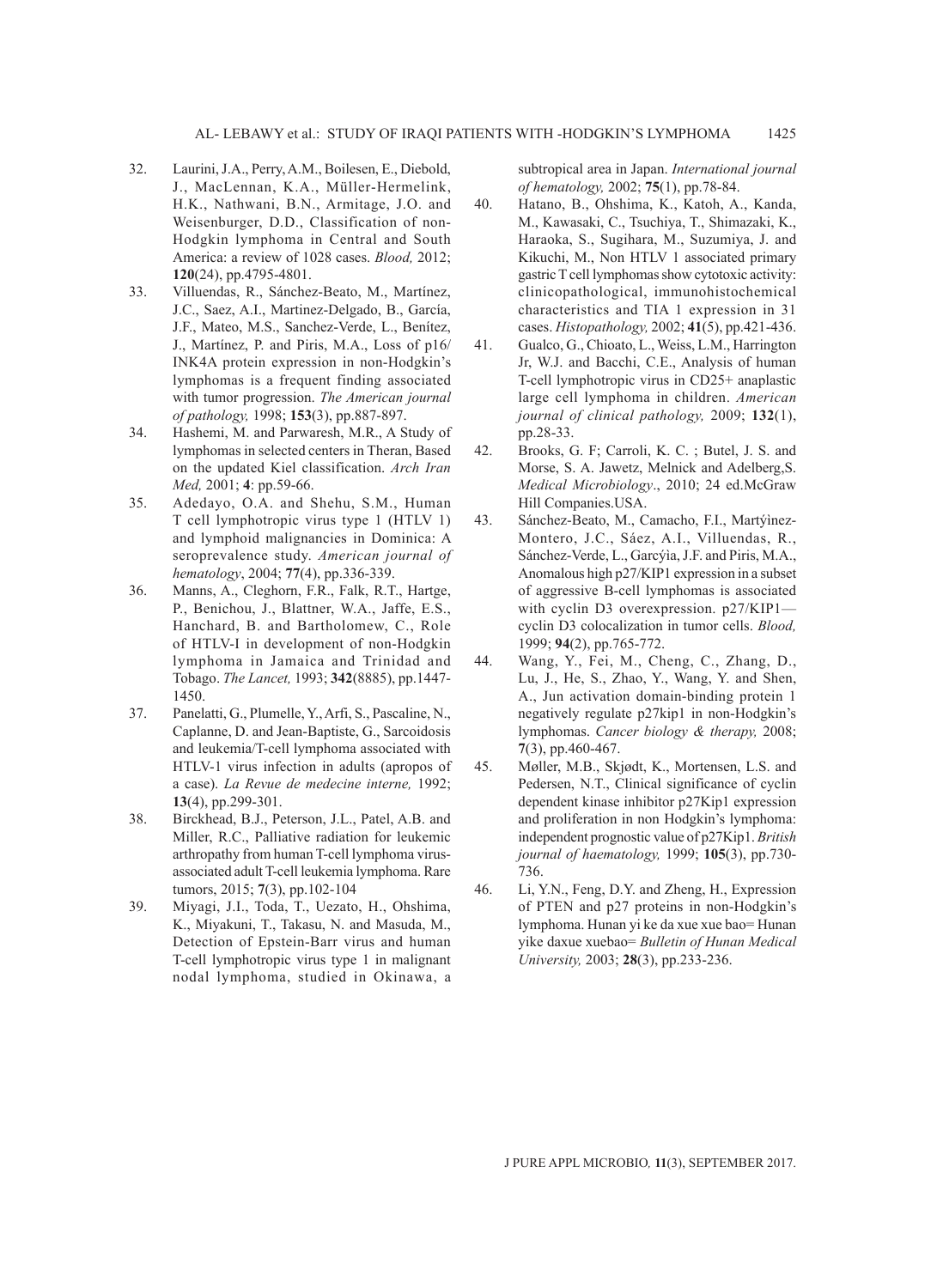32. Laurini, J.A., Perry, A.M., Boilesen, E., Diebold, J., MacLennan, K.A., Müller-Hermelink, H.K., Nathwani, B.N., Armitage, J.O. and Weisenburger, D.D., Classification of non-Hodgkin lymphoma in Central and South America: a review of 1028 cases. *Blood,* 2012; **120**(24), pp.4795-4801.
33. Villuendas, R., Sánchez-Beato, M., Martínez, J.C., Saez, A.I., Martinez-Delgado, B., García, J.F., Mateo, M.S., Sanchez-Verde, L., Benítez, J., Martínez, P. and Piris, M.A., Loss of p16/ INK4A protein expression in non-Hodgkin's lymphomas is a frequent finding associated with tumor progression. *The American journal of pathology,* 1998; **153**(3), pp.887-897.
34. Hashemi, M. and Parwaresh, M.R., A Study of lymphomas in selected centers in Theran, Based on the updated Kiel classification. *Arch Iran Med,* 2001; **4**: pp.59-66.
35. Adedayo, O.A. and Shehu, S.M., Human T cell lymphotropic virus type 1 (HTLV 1) and lymphoid malignancies in Dominica: A seroprevalence study. *American journal of hematology*, 2004; **77**(4), pp.336-339.
36. Manns, A., Cleghorn, F.R., Falk, R.T., Hartge, P., Benichou, J., Blattner, W.A., Jaffe, E.S., Hanchard, B. and Bartholomew, C., Role of HTLV-I in development of non-Hodgkin lymphoma in Jamaica and Trinidad and Tobago. *The Lancet,* 1993; **342**(8885), pp.1447-1450.
37. Panelatti, G., Plumelle, Y., Arfi, S., Pascaline, N., Caplanne, D. and Jean-Baptiste, G., Sarcoidosis and leukemia/T-cell lymphoma associated with HTLV-1 virus infection in adults (apropos of a case). *La Revue de medecine interne,* 1992; **13**(4), pp.299-301.
38. Birckhead, B.J., Peterson, J.L., Patel, A.B. and Miller, R.C., Palliative radiation for leukemic arthropathy from human T-cell lymphoma virus-associated adult T-cell leukemia lymphoma. Rare tumors, 2015; **7**(3), pp.102-104
39. Miyagi, J.I., Toda, T., Uezato, H., Ohshima, K., Miyakuni, T., Takasu, N. and Masuda, M., Detection of Epstein-Barr virus and human T-cell lymphotropic virus type 1 in malignant nodal lymphoma, studied in Okinawa, a subtropical area in Japan. *International journal of hematology,* 2002; **75**(1), pp.78-84.
40. Hatano, B., Ohshima, K., Katoh, A., Kanda, M., Kawasaki, C., Tsuchiya, T., Shimazaki, K., Haraoka, S., Sugihara, M., Suzumiya, J. and Kikuchi, M., Non HTLV 1 associated primary gastric T cell lymphomas show cytotoxic activity: clinicopathological, immunohistochemical characteristics and TIA 1 expression in 31 cases. *Histopathology,* 2002; **41**(5), pp.421-436.
41. Gualco, G., Chioato, L., Weiss, L.M., Harrington Jr, W.J. and Bacchi, C.E., Analysis of human T-cell lymphotropic virus in CD25+ anaplastic large cell lymphoma in children. *American journal of clinical pathology,* 2009; **132**(1), pp.28-33.
42. Brooks, G. F; Carroli, K. C. ; Butel, J. S. and Morse, S. A. Jawetz, Melnick and Adelberg,S. *Medical Microbiology*., 2010; 24 ed.McGraw Hill Companies.USA.
43. Sánchez-Beato, M., Camacho, F.I., Martýìnez-Montero, J.C., Sáez, A.I., Villuendas, R., Sánchez-Verde, L., Garcýìa, J.F. and Piris, M.A., Anomalous high p27/KIP1 expression in a subset of aggressive B-cell lymphomas is associated with cyclin D3 overexpression. p27/KIP1—cyclin D3 colocalization in tumor cells. *Blood,* 1999; **94**(2), pp.765-772.
44. Wang, Y., Fei, M., Cheng, C., Zhang, D., Lu, J., He, S., Zhao, Y., Wang, Y. and Shen, A., Jun activation domain-binding protein 1 negatively regulate p27kip1 in non-Hodgkin's lymphomas. *Cancer biology & therapy,* 2008; **7**(3), pp.460-467.
45. Møller, M.B., Skjødt, K., Mortensen, L.S. and Pedersen, N.T., Clinical significance of cyclin dependent kinase inhibitor p27Kip1 expression and proliferation in non Hodgkin's lymphoma: independent prognostic value of p27Kip1. *British journal of haematology,* 1999; **105**(3), pp.730-736.
46. Li, Y.N., Feng, D.Y. and Zheng, H., Expression of PTEN and p27 proteins in non-Hodgkin's lymphoma. Hunan yi ke da xue xue bao= Hunan yike daxue xuebao= *Bulletin of Hunan Medical University,* 2003; **28**(3), pp.233-236.